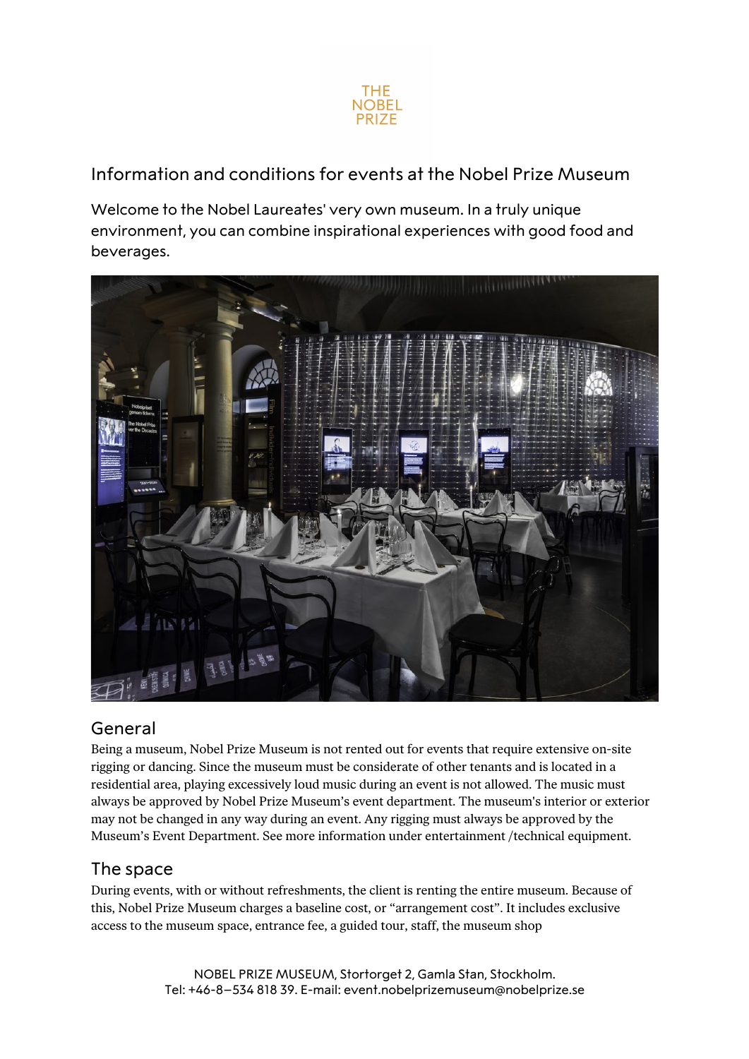THE NOBEL PRIZE

# Information and conditions for events at the Nobel Prize Museum

Welcome to the Nobel Laureates' very own museum. In a truly unique environment, you can combine inspirational experiences with good food and beverages.

## General

Being a museum, Nobel Prize Museum is not rented out for events that require extensive on-site rigging or dancing. Since the museum must be considerate of other tenants and is located in a residential area, playing excessively loud music during an event is not allowed. The music must always be approved by Nobel Prize Museum's event department. The museum's interior or exterior may not be changed in any way during an event. Any rigging must always be approved by the Museum's Event Department. See more information under entertainment /technical equipment.

## The space

During events, with or without refreshments, the client is renting the entire museum. Because of this, Nobel Prize Museum charges a baseline cost, or "arrangement cost". It includes exclusive access to the museum space, entrance fee, a guided tour, staff, the museum shop

NOBEL PRIZE MUSEUM, Stortorget 2, Gamla Stan, Stockholm.
Tel: +46-8–534 818 39. E-mail: event.nobelprizemuseum@nobelprize.se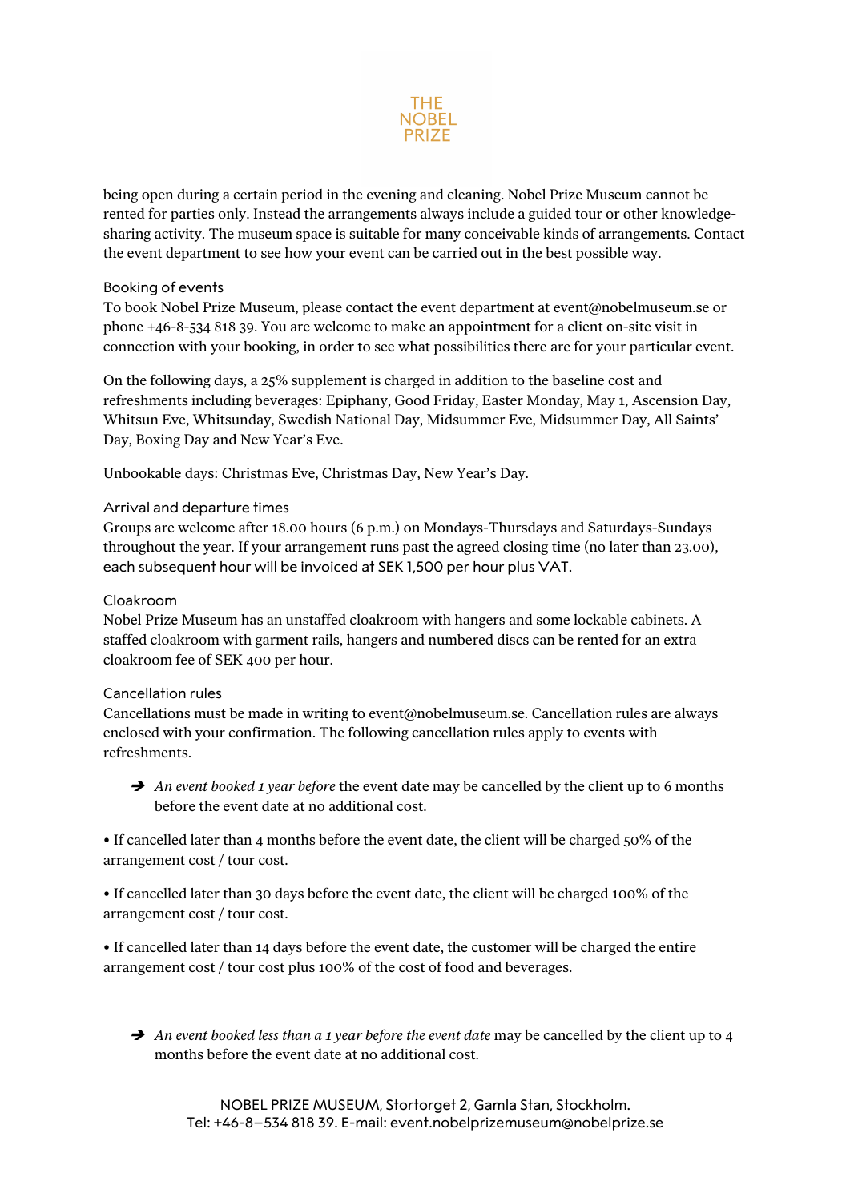being open during a certain period in the evening and cleaning. Nobel Prize Museum cannot be rented for parties only. Instead the arrangements always include a guided tour or other knowledge-sharing activity. The museum space is suitable for many conceivable kinds of arrangements. Contact the event department to see how your event can be carried out in the best possible way.

### Booking of events

To book Nobel Prize Museum, please contact the event department at event@nobelmuseum.se or phone +46-8-534 818 39. You are welcome to make an appointment for a client on-site visit in connection with your booking, in order to see what possibilities there are for your particular event.

On the following days, a 25% supplement is charged in addition to the baseline cost and refreshments including beverages: Epiphany, Good Friday, Easter Monday, May 1, Ascension Day, Whitsun Eve, Whitsunday, Swedish National Day, Midsummer Eve, Midsummer Day, All Saints' Day, Boxing Day and New Year's Eve.

Unbookable days: Christmas Eve, Christmas Day, New Year's Day.

### Arrival and departure times

Groups are welcome after 18.00 hours (6 p.m.) on Mondays-Thursdays and Saturdays-Sundays throughout the year. If your arrangement runs past the agreed closing time (no later than 23.00), each subsequent hour will be invoiced at SEK 1,500 per hour plus VAT.

### Cloakroom

Nobel Prize Museum has an unstaffed cloakroom with hangers and some lockable cabinets. A staffed cloakroom with garment rails, hangers and numbered discs can be rented for an extra cloakroom fee of SEK 400 per hour.

### Cancellation rules

Cancellations must be made in writing to event@nobelmuseum.se. Cancellation rules are always enclosed with your confirmation. The following cancellation rules apply to events with refreshments.

➔ *An event booked 1 year before* the event date may be cancelled by the client up to 6 months before the event date at no additional cost.

• If cancelled later than 4 months before the event date, the client will be charged 50% of the arrangement cost / tour cost.

• If cancelled later than 30 days before the event date, the client will be charged 100% of the arrangement cost / tour cost.

• If cancelled later than 14 days before the event date, the customer will be charged the entire arrangement cost / tour cost plus 100% of the cost of food and beverages.

➔ *An event booked less than a 1 year before the event date* may be cancelled by the client up to 4 months before the event date at no additional cost.

NOBEL PRIZE MUSEUM, Stortorget 2, Gamla Stan, Stockholm.
Tel: +46-8–534 818 39. E-mail: event.nobelprizemuseum@nobelprize.se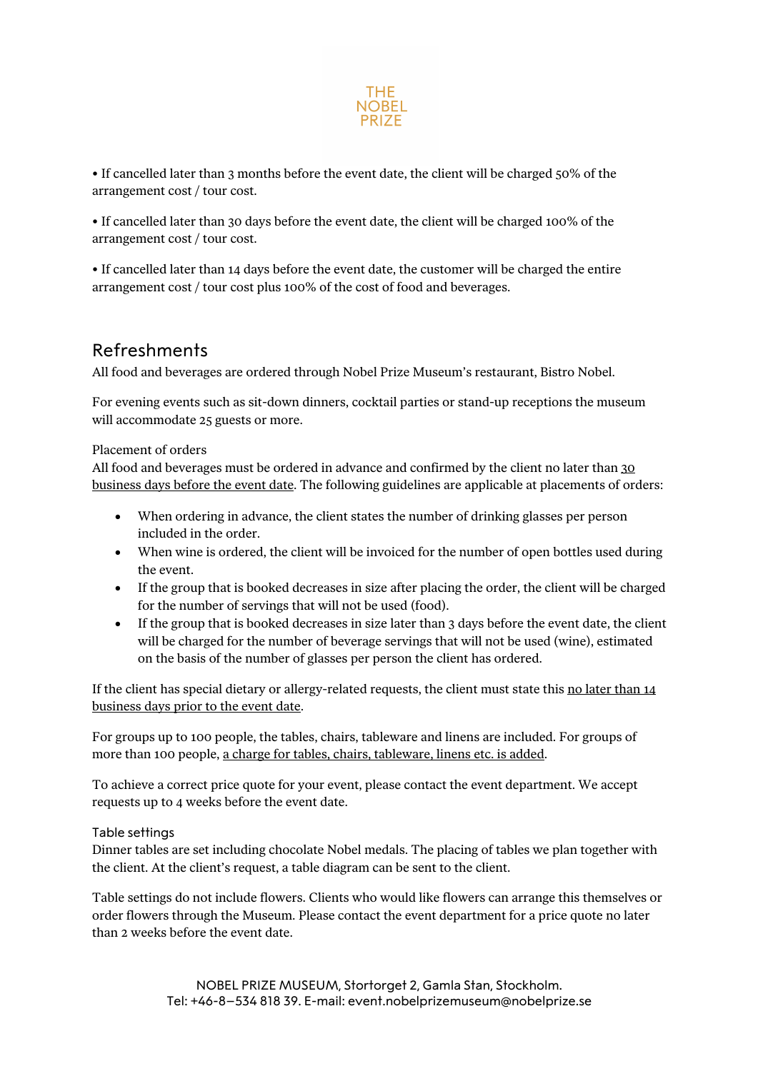• If cancelled later than 3 months before the event date, the client will be charged 50% of the arrangement cost / tour cost.

• If cancelled later than 30 days before the event date, the client will be charged 100% of the arrangement cost / tour cost.

• If cancelled later than 14 days before the event date, the customer will be charged the entire arrangement cost / tour cost plus 100% of the cost of food and beverages.

## Refreshments

All food and beverages are ordered through Nobel Prize Museum's restaurant, Bistro Nobel.

For evening events such as sit-down dinners, cocktail parties or stand-up receptions the museum will accommodate 25 guests or more.

Placement of orders

All food and beverages must be ordered in advance and confirmed by the client no later than 30 business days before the event date. The following guidelines are applicable at placements of orders:

- When ordering in advance, the client states the number of drinking glasses per person included in the order.
- When wine is ordered, the client will be invoiced for the number of open bottles used during the event.
- If the group that is booked decreases in size after placing the order, the client will be charged for the number of servings that will not be used (food).
- If the group that is booked decreases in size later than 3 days before the event date, the client will be charged for the number of beverage servings that will not be used (wine), estimated on the basis of the number of glasses per person the client has ordered.

If the client has special dietary or allergy-related requests, the client must state this no later than 14 business days prior to the event date.

For groups up to 100 people, the tables, chairs, tableware and linens are included. For groups of more than 100 people, a charge for tables, chairs, tableware, linens etc. is added.

To achieve a correct price quote for your event, please contact the event department. We accept requests up to 4 weeks before the event date.

Table settings

Dinner tables are set including chocolate Nobel medals. The placing of tables we plan together with the client. At the client's request, a table diagram can be sent to the client.

Table settings do not include flowers. Clients who would like flowers can arrange this themselves or order flowers through the Museum. Please contact the event department for a price quote no later than 2 weeks before the event date.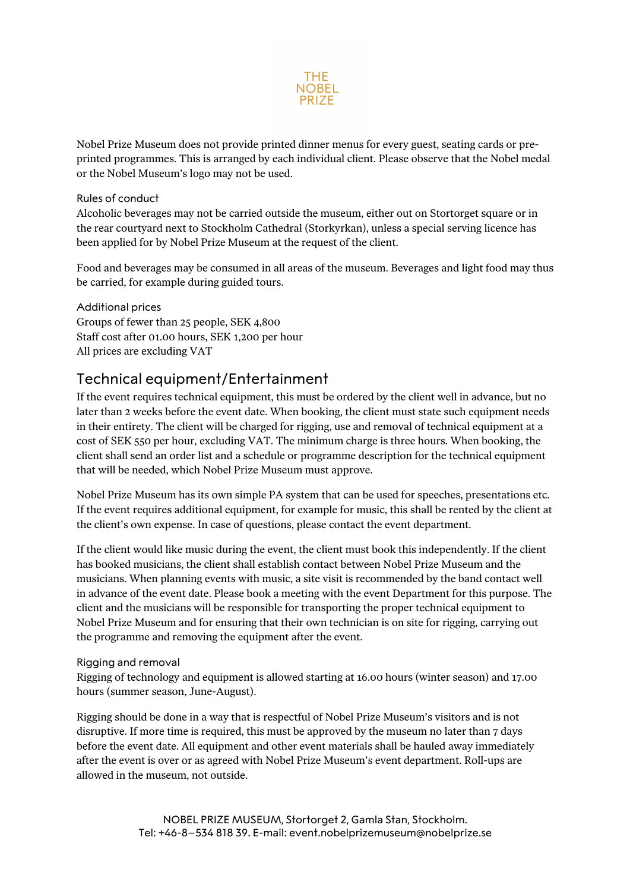Nobel Prize Museum does not provide printed dinner menus for every guest, seating cards or pre-printed programmes. This is arranged by each individual client. Please observe that the Nobel medal or the Nobel Museum's logo may not be used.

### Rules of conduct

Alcoholic beverages may not be carried outside the museum, either out on Stortorget square or in the rear courtyard next to Stockholm Cathedral (Storkyrkan), unless a special serving licence has been applied for by Nobel Prize Museum at the request of the client.

Food and beverages may be consumed in all areas of the museum. Beverages and light food may thus be carried, for example during guided tours.

### Additional prices

Groups of fewer than 25 people, SEK 4,800
Staff cost after 01.00 hours, SEK 1,200 per hour
All prices are excluding VAT

## Technical equipment/Entertainment

If the event requires technical equipment, this must be ordered by the client well in advance, but no later than 2 weeks before the event date. When booking, the client must state such equipment needs in their entirety. The client will be charged for rigging, use and removal of technical equipment at a cost of SEK 550 per hour, excluding VAT. The minimum charge is three hours. When booking, the client shall send an order list and a schedule or programme description for the technical equipment that will be needed, which Nobel Prize Museum must approve.

Nobel Prize Museum has its own simple PA system that can be used for speeches, presentations etc. If the event requires additional equipment, for example for music, this shall be rented by the client at the client's own expense. In case of questions, please contact the event department.

If the client would like music during the event, the client must book this independently. If the client has booked musicians, the client shall establish contact between Nobel Prize Museum and the musicians. When planning events with music, a site visit is recommended by the band contact well in advance of the event date. Please book a meeting with the event Department for this purpose. The client and the musicians will be responsible for transporting the proper technical equipment to Nobel Prize Museum and for ensuring that their own technician is on site for rigging, carrying out the programme and removing the equipment after the event.

### Rigging and removal

Rigging of technology and equipment is allowed starting at 16.00 hours (winter season) and 17.00 hours (summer season, June-August).

Rigging should be done in a way that is respectful of Nobel Prize Museum's visitors and is not disruptive. If more time is required, this must be approved by the museum no later than 7 days before the event date. All equipment and other event materials shall be hauled away immediately after the event is over or as agreed with Nobel Prize Museum's event department. Roll-ups are allowed in the museum, not outside.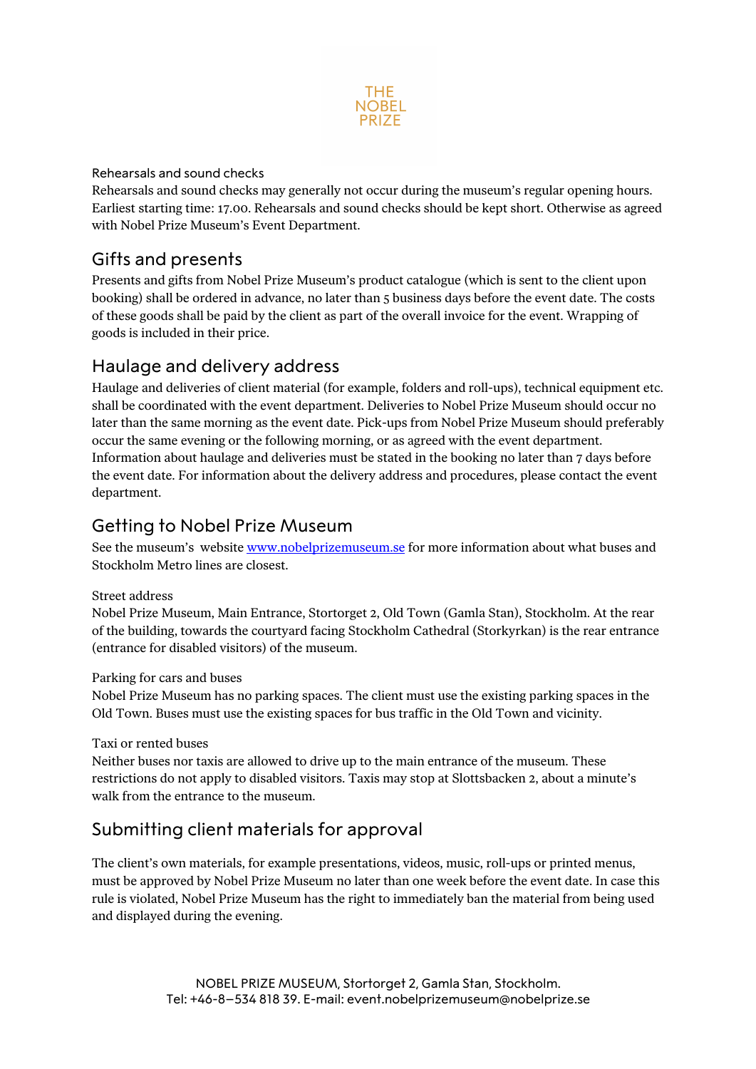Rehearsals and sound checks

Rehearsals and sound checks may generally not occur during the museum's regular opening hours. Earliest starting time: 17.00. Rehearsals and sound checks should be kept short. Otherwise as agreed with Nobel Prize Museum's Event Department.

## Gifts and presents

Presents and gifts from Nobel Prize Museum's product catalogue (which is sent to the client upon booking) shall be ordered in advance, no later than 5 business days before the event date. The costs of these goods shall be paid by the client as part of the overall invoice for the event. Wrapping of goods is included in their price.

## Haulage and delivery address

Haulage and deliveries of client material (for example, folders and roll-ups), technical equipment etc. shall be coordinated with the event department. Deliveries to Nobel Prize Museum should occur no later than the same morning as the event date. Pick-ups from Nobel Prize Museum should preferably occur the same evening or the following morning, or as agreed with the event department. Information about haulage and deliveries must be stated in the booking no later than 7 days before the event date. For information about the delivery address and procedures, please contact the event department.

## Getting to Nobel Prize Museum

See the museum's website [www.nobelprizemuseum.se](http://www.nobelprizemuseum.se) for more information about what buses and Stockholm Metro lines are closest.

Street address

Nobel Prize Museum, Main Entrance, Stortorget 2, Old Town (Gamla Stan), Stockholm. At the rear of the building, towards the courtyard facing Stockholm Cathedral (Storkyrkan) is the rear entrance (entrance for disabled visitors) of the museum.

Parking for cars and buses

Nobel Prize Museum has no parking spaces. The client must use the existing parking spaces in the Old Town. Buses must use the existing spaces for bus traffic in the Old Town and vicinity.

Taxi or rented buses

Neither buses nor taxis are allowed to drive up to the main entrance of the museum. These restrictions do not apply to disabled visitors. Taxis may stop at Slottsbacken 2, about a minute's walk from the entrance to the museum.

## Submitting client materials for approval

The client's own materials, for example presentations, videos, music, roll-ups or printed menus, must be approved by Nobel Prize Museum no later than one week before the event date. In case this rule is violated, Nobel Prize Museum has the right to immediately ban the material from being used and displayed during the evening.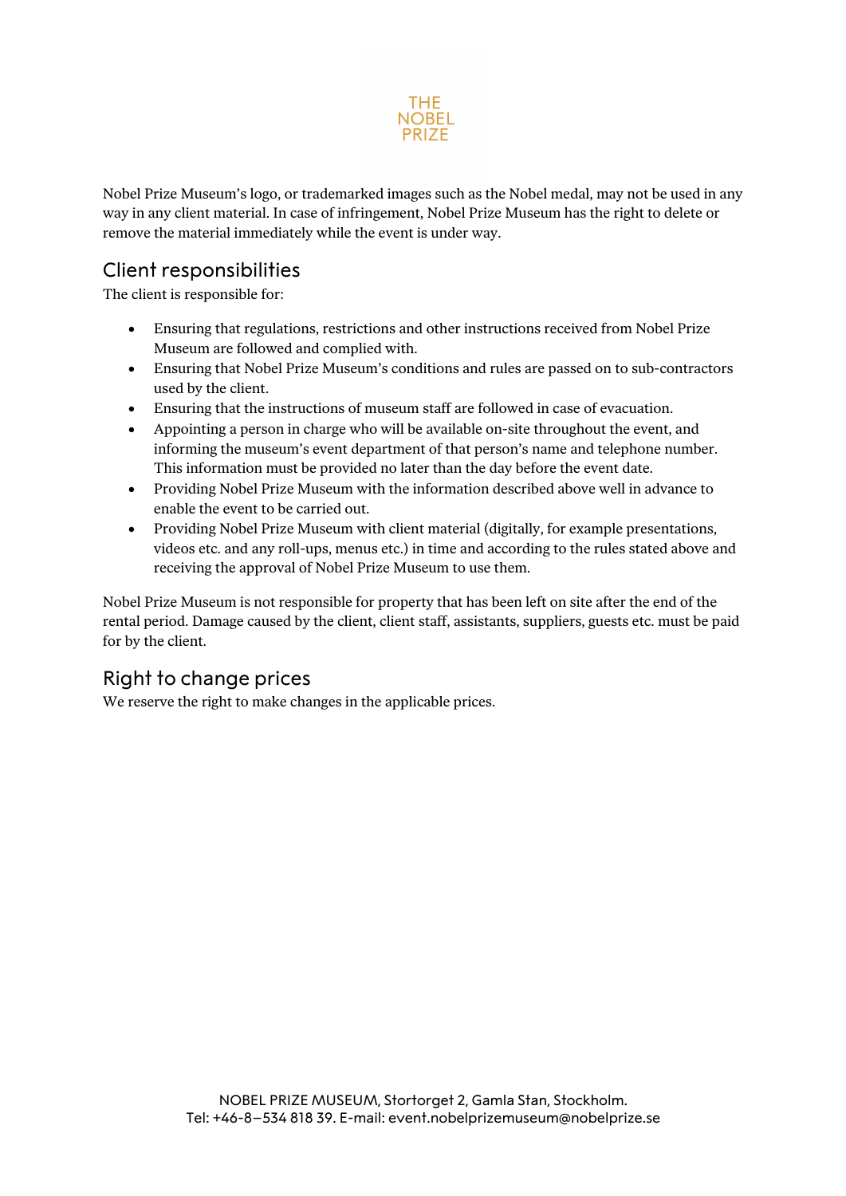Nobel Prize Museum's logo, or trademarked images such as the Nobel medal, may not be used in any way in any client material. In case of infringement, Nobel Prize Museum has the right to delete or remove the material immediately while the event is under way.

## Client responsibilities

The client is responsible for:

- Ensuring that regulations, restrictions and other instructions received from Nobel Prize Museum are followed and complied with.
- Ensuring that Nobel Prize Museum's conditions and rules are passed on to sub-contractors used by the client.
- Ensuring that the instructions of museum staff are followed in case of evacuation.
- Appointing a person in charge who will be available on-site throughout the event, and informing the museum's event department of that person's name and telephone number. This information must be provided no later than the day before the event date.
- Providing Nobel Prize Museum with the information described above well in advance to enable the event to be carried out.
- Providing Nobel Prize Museum with client material (digitally, for example presentations, videos etc. and any roll-ups, menus etc.) in time and according to the rules stated above and receiving the approval of Nobel Prize Museum to use them.

Nobel Prize Museum is not responsible for property that has been left on site after the end of the rental period. Damage caused by the client, client staff, assistants, suppliers, guests etc. must be paid for by the client.

## Right to change prices

We reserve the right to make changes in the applicable prices.